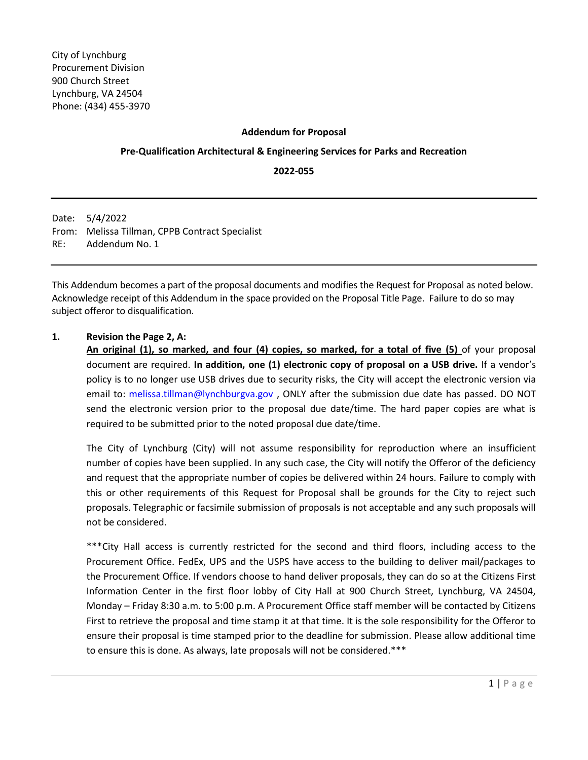City of Lynchburg
Procurement Division
900 Church Street
Lynchburg, VA 24504
Phone: (434) 455-3970

**Addendum for Proposal**

**Pre-Qualification Architectural & Engineering Services for Parks and Recreation**

**2022-055**

---

Date: 5/4/2022
From: Melissa Tillman, CPPB Contract Specialist
RE: Addendum No. 1

---

This Addendum becomes a part of the proposal documents and modifies the Request for Proposal as noted below. Acknowledge receipt of this Addendum in the space provided on the Proposal Title Page. Failure to do so may subject offeror to disqualification.

**1. Revision the Page 2, A:**

**An original (1), so marked, and four (4) copies, so marked, for a total of five (5)** of your proposal document are required. **In addition, one (1) electronic copy of proposal on a USB drive.** If a vendor's policy is to no longer use USB drives due to security risks, the City will accept the electronic version via email to: melissa.tillman@lynchburgva.gov , ONLY after the submission due date has passed. DO NOT send the electronic version prior to the proposal due date/time. The hard paper copies are what is required to be submitted prior to the noted proposal due date/time.

The City of Lynchburg (City) will not assume responsibility for reproduction where an insufficient number of copies have been supplied. In any such case, the City will notify the Offeror of the deficiency and request that the appropriate number of copies be delivered within 24 hours. Failure to comply with this or other requirements of this Request for Proposal shall be grounds for the City to reject such proposals. Telegraphic or facsimile submission of proposals is not acceptable and any such proposals will not be considered.

***City Hall access is currently restricted for the second and third floors, including access to the Procurement Office. FedEx, UPS and the USPS have access to the building to deliver mail/packages to the Procurement Office. If vendors choose to hand deliver proposals, they can do so at the Citizens First Information Center in the first floor lobby of City Hall at 900 Church Street, Lynchburg, VA 24504, Monday – Friday 8:30 a.m. to 5:00 p.m. A Procurement Office staff member will be contacted by Citizens First to retrieve the proposal and time stamp it at that time. It is the sole responsibility for the Offeror to ensure their proposal is time stamped prior to the deadline for submission. Please allow additional time to ensure this is done. As always, late proposals will not be considered.***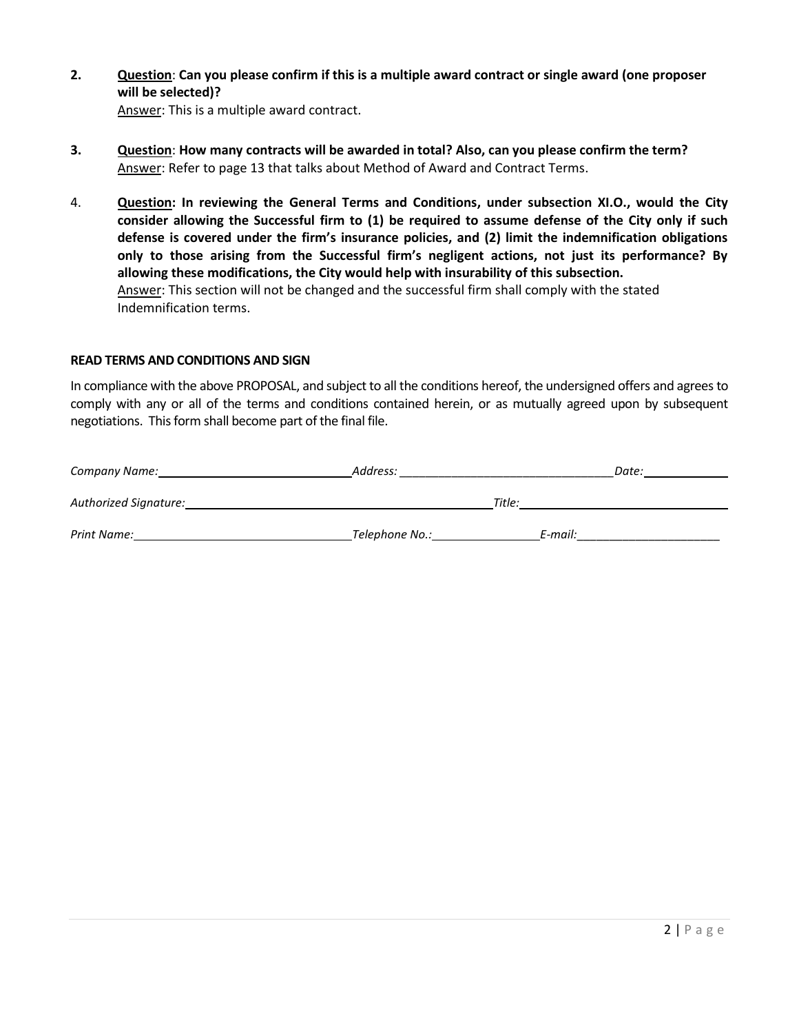2. **Question**: **Can you please confirm if this is a multiple award contract or single award (one proposer will be selected)?**
   Answer: This is a multiple award contract.

3. **Question**: **How many contracts will be awarded in total? Also, can you please confirm the term?**
   Answer: Refer to page 13 that talks about Method of Award and Contract Terms.

4. **Question: In reviewing the General Terms and Conditions, under subsection XI.O., would the City consider allowing the Successful firm to (1) be required to assume defense of the City only if such defense is covered under the firm's insurance policies, and (2) limit the indemnification obligations only to those arising from the Successful firm's negligent actions, not just its performance? By allowing these modifications, the City would help with insurability of this subsection.**
   Answer: This section will not be changed and the successful firm shall comply with the stated Indemnification terms.

**READ TERMS AND CONDITIONS AND SIGN**

In compliance with the above PROPOSAL, and subject to all the conditions hereof, the undersigned offers and agrees to comply with any or all of the terms and conditions contained herein, or as mutually agreed upon by subsequent negotiations. This form shall become part of the final file.

*Company Name:* ______________________________ *Address:* ________________________________ *Date:* _____________

*Authorized Signature:* ______________________________________________ *Title:* ________________________________

*Print Name:* ________________________________ *Telephone No.:* ________________ *E-mail:* ______________________